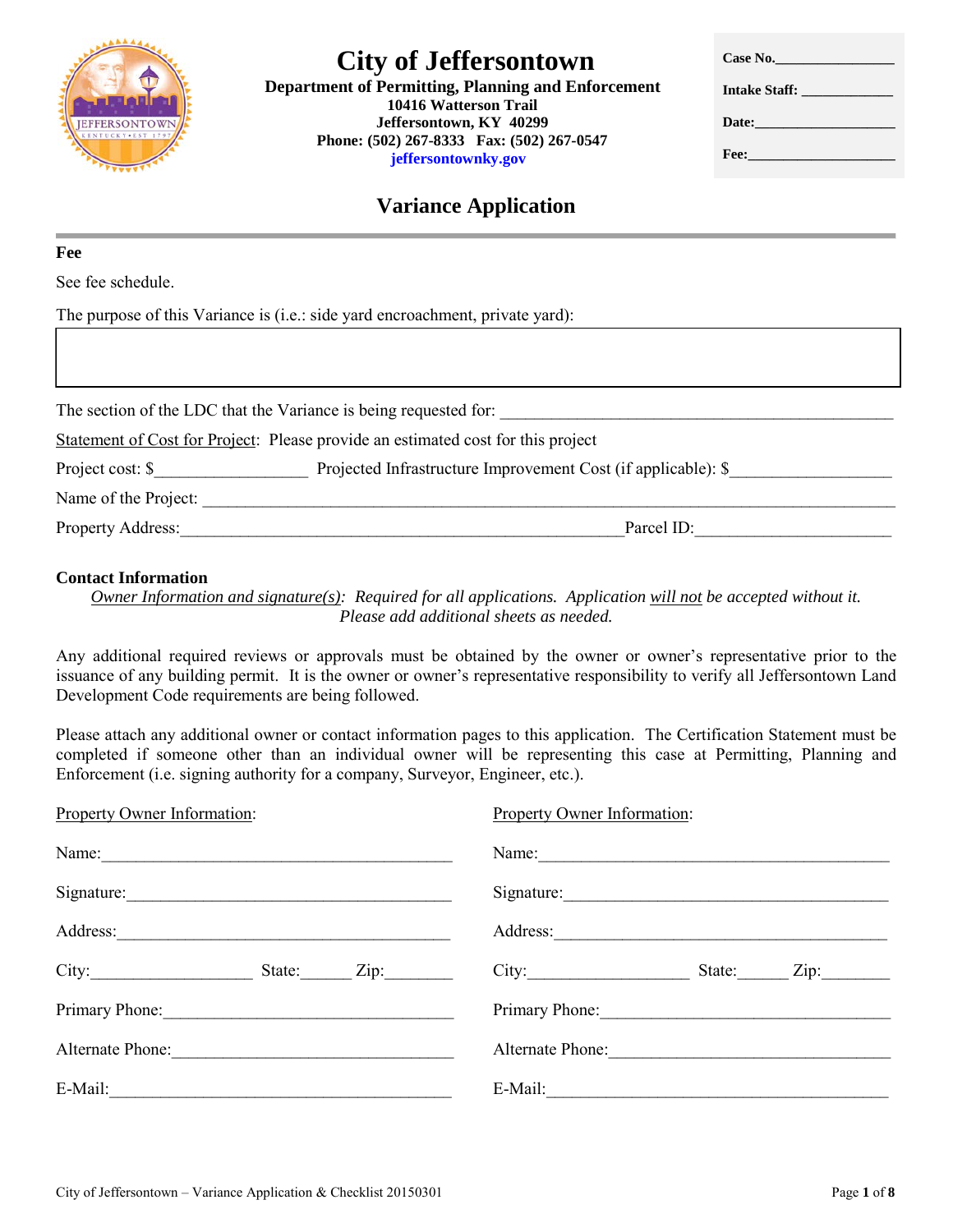# City of Jeffersontown

**Department of Permitting, Planning and Enforcement**
**10416 Watterson Trail**
**Jeffersontown, KY 40299**
**Phone: (502) 267-8333 Fax: (502) 267-0547**
**jeffersontownky.gov**

**Case No.**________________

**Intake Staff:** ____________

**Date:**____________________

**Fee:**_____________________

## Variance Application

**Fee**

See fee schedule.

The purpose of this Variance is (i.e.: side yard encroachment, private yard):

|  |
|---|
|  |

The section of the LDC that the Variance is being requested for: ______________________________________________

Statement of Cost for Project: Please provide an estimated cost for this project

Project cost: $_________________ Projected Infrastructure Improvement Cost (if applicable): $__________________

Name of the Project: _______________________________________________________________________________

Property Address:_____________________________________________________Parcel ID:______________________

**Contact Information**

*Owner Information and signature(s): Required for all applications. Application will not be accepted without it. Please add additional sheets as needed.*

Any additional required reviews or approvals must be obtained by the owner or owner's representative prior to the issuance of any building permit. It is the owner or owner's representative responsibility to verify all Jeffersontown Land Development Code requirements are being followed.

Please attach any additional owner or contact information pages to this application. The Certification Statement must be completed if someone other than an individual owner will be representing this case at Permitting, Planning and Enforcement (i.e. signing authority for a company, Surveyor, Engineer, etc.).

Property Owner Information:

Name:_________________________________________

Signature:______________________________________

Address:_______________________________________

City:___________________ State:______ Zip:________

Primary Phone:__________________________________

Alternate Phone:_________________________________

E-Mail:________________________________________

Property Owner Information:

Name:_________________________________________

Signature:______________________________________

Address:_______________________________________

City:___________________ State:______ Zip:________

Primary Phone:__________________________________

Alternate Phone:_________________________________

E-Mail:________________________________________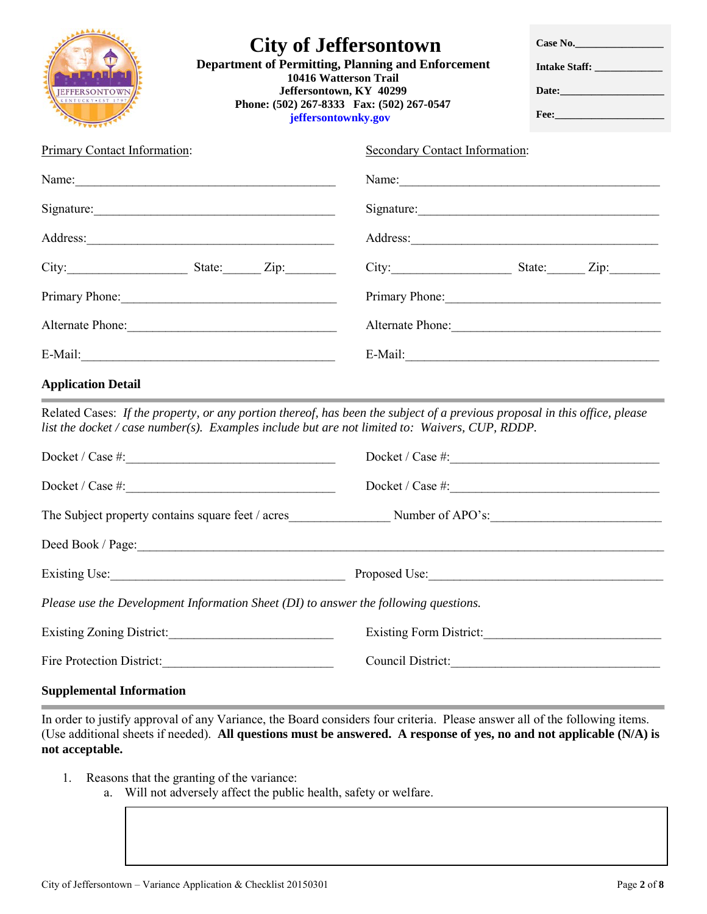# City of Jeffersontown

**Department of Permitting, Planning and Enforcement**
**10416 Watterson Trail**
**Jeffersontown, KY 40299**
**Phone: (502) 267-8333 Fax: (502) 267-0547**
**jeffersontownky.gov**

**Case No.**________________
**Intake Staff:** ____________
**Date:**____________________
**Fee:**_____________________

Primary Contact Information:

Name:_________________________________________
Signature:______________________________________
Address:_______________________________________
City:__________________ State:______ Zip:________
Primary Phone:__________________________________
Alternate Phone:________________________________
E-Mail:________________________________________

Secondary Contact Information:

Name:_________________________________________
Signature:______________________________________
Address:_______________________________________
City:__________________ State:______ Zip:________
Primary Phone:__________________________________
Alternate Phone:________________________________
E-Mail:________________________________________

**Application Detail**

Related Cases: *If the property, or any portion thereof, has been the subject of a previous proposal in this office, please list the docket / case number(s). Examples include but are not limited to: Waivers, CUP, RDDP.*

Docket / Case #:_________________________________ Docket / Case #:_________________________________

Docket / Case #:_________________________________ Docket / Case #:_________________________________

The Subject property contains square feet / acres_______________ Number of APO's:__________________________

Deed Book / Page:__________________________________________________________________________________

Existing Use:____________________________________ Proposed Use:____________________________________

*Please use the Development Information Sheet (DI) to answer the following questions.*

Existing Zoning District:__________________________ Existing Form District:___________________________

Fire Protection District:__________________________ Council District:_________________________________

**Supplemental Information**

In order to justify approval of any Variance, the Board considers four criteria. Please answer all of the following items. (Use additional sheets if needed). **All questions must be answered. A response of yes, no and not applicable (N/A) is not acceptable.**

1. Reasons that the granting of the variance:
   a. Will not adversely affect the public health, safety or welfare.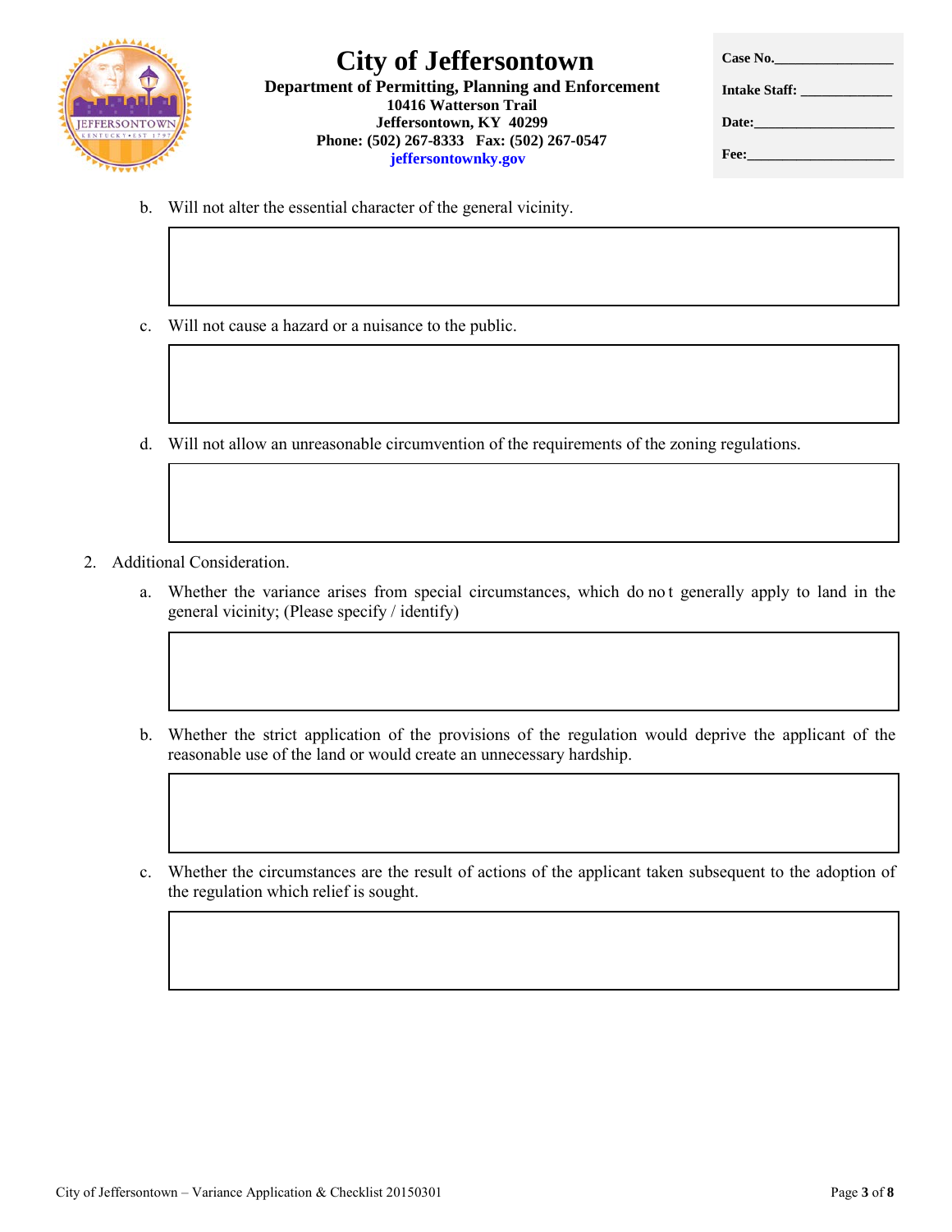# City of Jeffersontown

**Department of Permitting, Planning and Enforcement**
**10416 Watterson Trail**
**Jeffersontown, KY 40299**
**Phone: (502) 267-8333 Fax: (502) 267-0547**
**jeffersontownky.gov**

**Case No.**\_\_\_\_\_\_\_\_\_\_\_\_\_\_\_\_\_

**Intake Staff:** \_\_\_\_\_\_\_\_\_\_\_\_\_

**Date:**\_\_\_\_\_\_\_\_\_\_\_\_\_\_\_\_\_\_\_\_\_

**Fee:**\_\_\_\_\_\_\_\_\_\_\_\_\_\_\_\_\_\_\_\_\_\_

b. Will not alter the essential character of the general vicinity.

c. Will not cause a hazard or a nuisance to the public.

d. Will not allow an unreasonable circumvention of the requirements of the zoning regulations.

2. Additional Consideration.

   a. Whether the variance arises from special circumstances, which do not generally apply to land in the general vicinity; (Please specify / identify)

   b. Whether the strict application of the provisions of the regulation would deprive the applicant of the reasonable use of the land or would create an unnecessary hardship.

   c. Whether the circumstances are the result of actions of the applicant taken subsequent to the adoption of the regulation which relief is sought.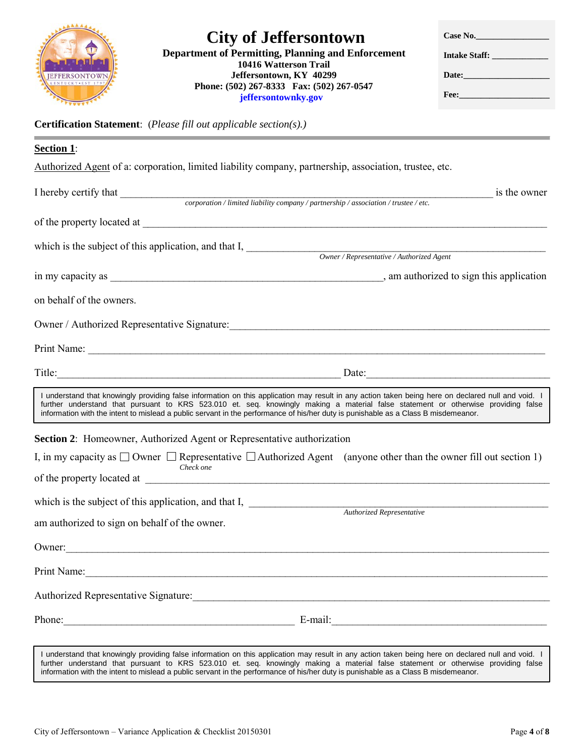# City of Jeffersontown

**Department of Permitting, Planning and Enforcement**
**10416 Watterson Trail**
**Jeffersontown, KY 40299**
**Phone: (502) 267-8333 Fax: (502) 267-0547**
**jeffersontownky.gov**

**Case No.**________________
**Intake Staff:** ____________
**Date:**___________________
**Fee:**____________________

**Certification Statement**: (*Please fill out applicable section(s).)*

---

**Section 1**:

Authorized Agent of a: corporation, limited liability company, partnership, association, trustee, etc.

I hereby certify that ______________________________________________ is the owner
*corporation / limited liability company / partnership / association / trustee / etc.*

of the property located at ______________________________________________

which is the subject of this application, and that I, ______________________________________________
*Owner / Representative / Authorized Agent*

in my capacity as ______________________________________________, am authorized to sign this application

on behalf of the owners.

Owner / Authorized Representative Signature:______________________________________________

Print Name: ______________________________________________

Title:______________________________________________ Date:______________________________

> I understand that knowingly providing false information on this application may result in any action taken being here on declared null and void. I further understand that pursuant to KRS 523.010 et. seq. knowingly making a material false statement or otherwise providing false information with the intent to mislead a public servant in the performance of his/her duty is punishable as a Class B misdemeanor.

**Section 2**: Homeowner, Authorized Agent or Representative authorization

I, in my capacity as ☐ Owner ☐ Representative ☐ Authorized Agent (anyone other than the owner fill out section 1)
*Check one*

of the property located at ______________________________________________

which is the subject of this application, and that I, ______________________________________________
*Authorized Representative*

am authorized to sign on behalf of the owner.

Owner:______________________________________________

Print Name:______________________________________________

Authorized Representative Signature:______________________________________________

Phone:______________________________ E-mail:______________________________

> I understand that knowingly providing false information on this application may result in any action taken being here on declared null and void. I further understand that pursuant to KRS 523.010 et. seq. knowingly making a material false statement or otherwise providing false information with the intent to mislead a public servant in the performance of his/her duty is punishable as a Class B misdemeanor.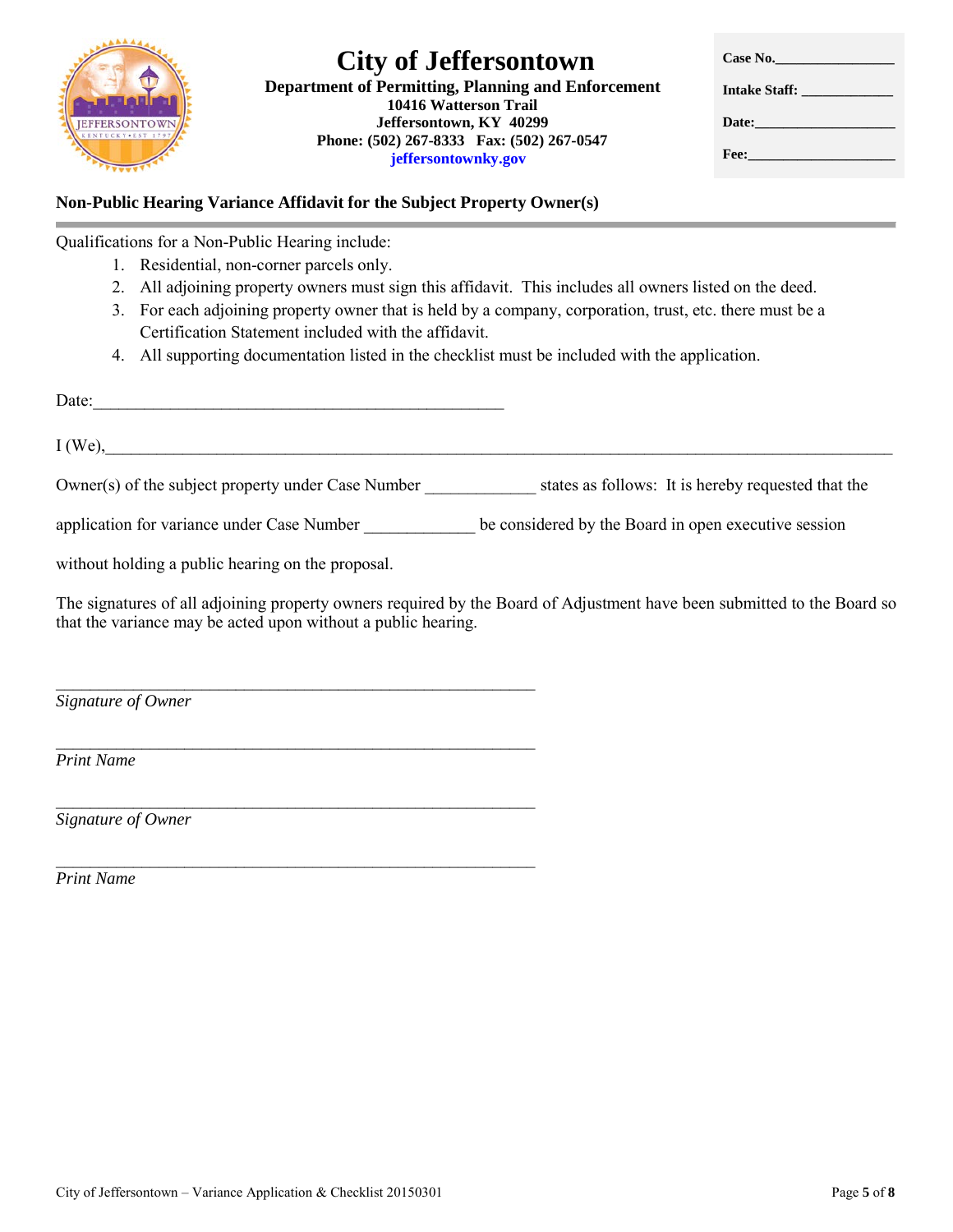# City of Jeffersontown

**Department of Permitting, Planning and Enforcement**
**10416 Watterson Trail**
**Jeffersontown, KY 40299**
**Phone: (502) 267-8333 Fax: (502) 267-0547**
**jeffersontownky.gov**

**Case No.**________________

**Intake Staff:** ____________

**Date:**____________________

**Fee:**_____________________

## Non-Public Hearing Variance Affidavit for the Subject Property Owner(s)

Qualifications for a Non-Public Hearing include:

1. Residential, non-corner parcels only.
2. All adjoining property owners must sign this affidavit. This includes all owners listed on the deed.
3. For each adjoining property owner that is held by a company, corporation, trust, etc. there must be a Certification Statement included with the affidavit.
4. All supporting documentation listed in the checklist must be included with the application.

Date:_________________________________________________

I (We),______________________________________________________________________________________________

Owner(s) of the subject property under Case Number _____________ states as follows: It is hereby requested that the application for variance under Case Number _____________ be considered by the Board in open executive session without holding a public hearing on the proposal.

The signatures of all adjoining property owners required by the Board of Adjustment have been submitted to the Board so that the variance may be acted upon without a public hearing.

_________________________________________________________
*Signature of Owner*

_________________________________________________________
*Print Name*

_________________________________________________________
*Signature of Owner*

_________________________________________________________
*Print Name*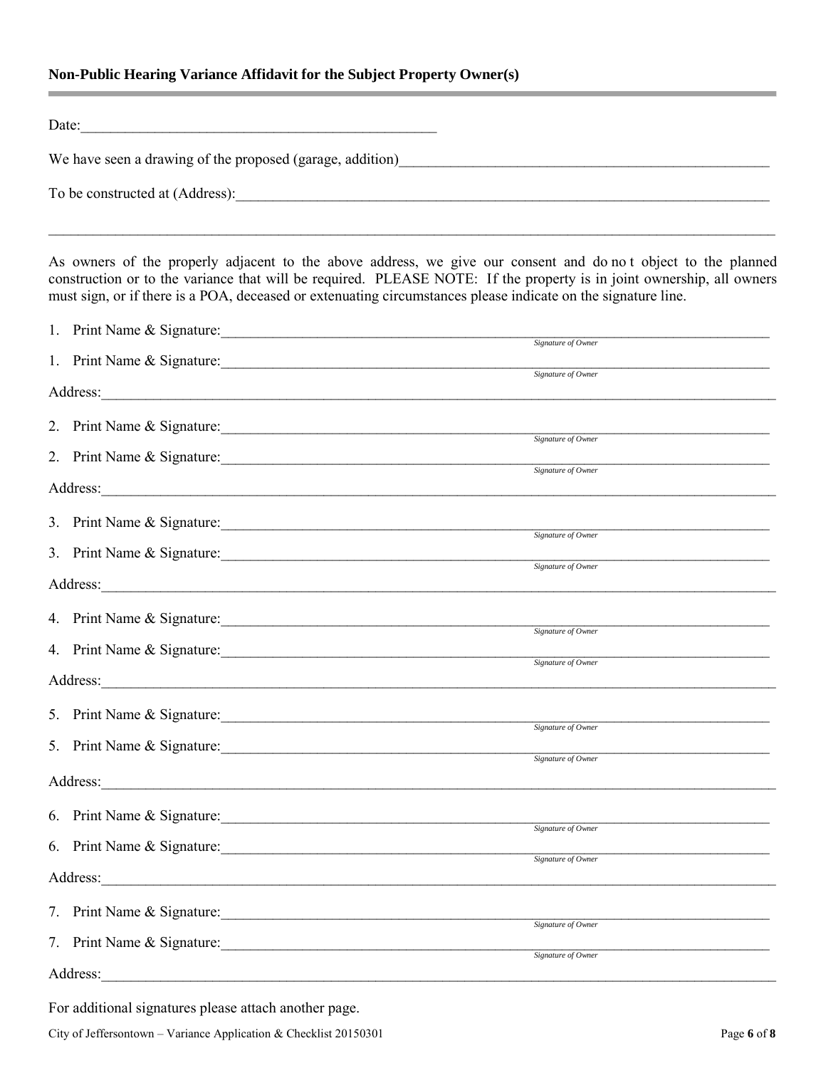**Non-Public Hearing Variance Affidavit for the Subject Property Owner(s)**

---

Date:_______________________________________________

We have seen a drawing of the proposed (garage, addition)_______________________________________________

To be constructed at (Address):_______________________________________________

_______________________________________________________________________________________________

As owners of the properly adjacent to the above address, we give our consent and do no t object to the planned construction or to the variance that will be required. PLEASE NOTE: If the property is in joint ownership, all owners must sign, or if there is a POA, deceased or extenuating circumstances please indicate on the signature line.

1. Print Name & Signature:_______________________________________________
   *Signature of Owner*
1. Print Name & Signature:_______________________________________________
   *Signature of Owner*

Address:_______________________________________________

2. Print Name & Signature:_______________________________________________
   *Signature of Owner*
2. Print Name & Signature:_______________________________________________
   *Signature of Owner*

Address:_______________________________________________

3. Print Name & Signature:_______________________________________________
   *Signature of Owner*
3. Print Name & Signature:_______________________________________________
   *Signature of Owner*

Address:_______________________________________________

4. Print Name & Signature:_______________________________________________
   *Signature of Owner*
4. Print Name & Signature:_______________________________________________
   *Signature of Owner*

Address:_______________________________________________

5. Print Name & Signature:_______________________________________________
   *Signature of Owner*
5. Print Name & Signature:_______________________________________________
   *Signature of Owner*

Address:_______________________________________________

6. Print Name & Signature:_______________________________________________
   *Signature of Owner*
6. Print Name & Signature:_______________________________________________
   *Signature of Owner*

Address:_______________________________________________

7. Print Name & Signature:_______________________________________________
   *Signature of Owner*
7. Print Name & Signature:_______________________________________________
   *Signature of Owner*

Address:_______________________________________________

For additional signatures please attach another page.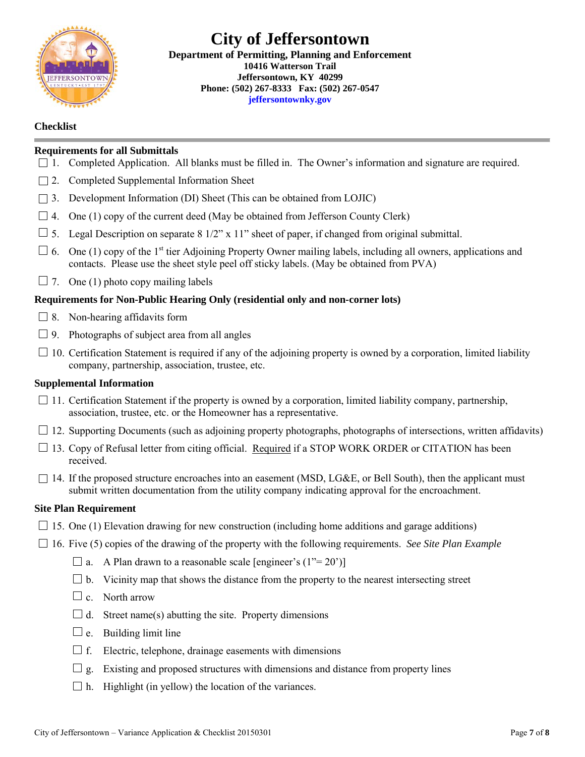# City of Jeffersontown

**Department of Permitting, Planning and Enforcement**
**10416 Watterson Trail**
**Jeffersontown, KY 40299**
**Phone: (502) 267-8333 Fax: (502) 267-0547**
**jeffersontownky.gov**

## Checklist

### Requirements for all Submittals

- ☐ 1. Completed Application. All blanks must be filled in. The Owner's information and signature are required.
- ☐ 2. Completed Supplemental Information Sheet
- ☐ 3. Development Information (DI) Sheet (This can be obtained from LOJIC)
- ☐ 4. One (1) copy of the current deed (May be obtained from Jefferson County Clerk)
- ☐ 5. Legal Description on separate 8 1/2" x 11" sheet of paper, if changed from original submittal.
- ☐ 6. One (1) copy of the 1st tier Adjoining Property Owner mailing labels, including all owners, applications and contacts. Please use the sheet style peel off sticky labels. (May be obtained from PVA)
- ☐ 7. One (1) photo copy mailing labels

### Requirements for Non-Public Hearing Only (residential only and non-corner lots)

- ☐ 8. Non-hearing affidavits form
- ☐ 9. Photographs of subject area from all angles
- ☐ 10. Certification Statement is required if any of the adjoining property is owned by a corporation, limited liability company, partnership, association, trustee, etc.

### Supplemental Information

- ☐ 11. Certification Statement if the property is owned by a corporation, limited liability company, partnership, association, trustee, etc. or the Homeowner has a representative.
- ☐ 12. Supporting Documents (such as adjoining property photographs, photographs of intersections, written affidavits)
- ☐ 13. Copy of Refusal letter from citing official. Required if a STOP WORK ORDER or CITATION has been received.
- ☐ 14. If the proposed structure encroaches into an easement (MSD, LG&E, or Bell South), then the applicant must submit written documentation from the utility company indicating approval for the encroachment.

### Site Plan Requirement

- ☐ 15. One (1) Elevation drawing for new construction (including home additions and garage additions)
- ☐ 16. Five (5) copies of the drawing of the property with the following requirements. *See Site Plan Example*
  - ☐ a. A Plan drawn to a reasonable scale [engineer's (1"= 20')]
  - ☐ b. Vicinity map that shows the distance from the property to the nearest intersecting street
  - ☐ c. North arrow
  - ☐ d. Street name(s) abutting the site. Property dimensions
  - ☐ e. Building limit line
  - ☐ f. Electric, telephone, drainage easements with dimensions
  - ☐ g. Existing and proposed structures with dimensions and distance from property lines
  - ☐ h. Highlight (in yellow) the location of the variances.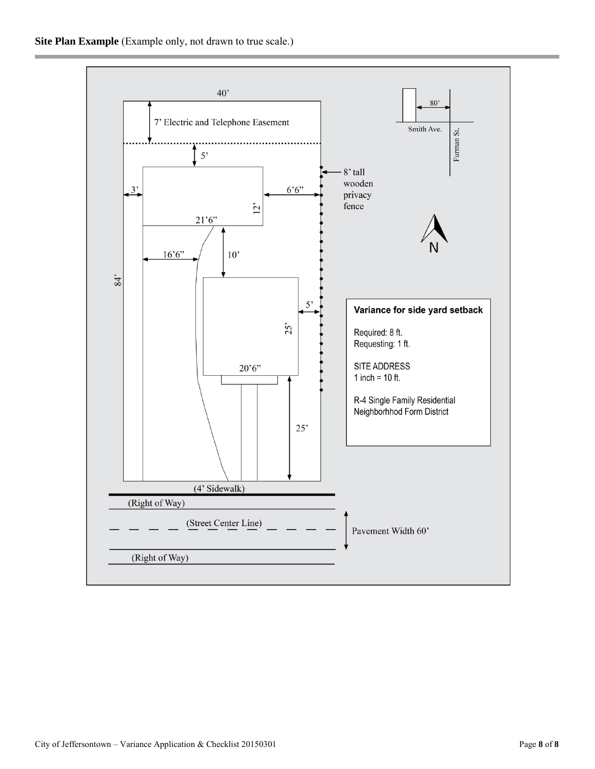**Site Plan Example** (Example only, not drawn to true scale.)

40'

7' Electric and Telephone Easement

5'

3'

6'6"

12'

21'6"

8' tall wooden privacy fence

16'6"

10'

84'

5'

25'

20'6"

25'

80'

Smith Ave.

Furman St.

N

**Variance for side yard setback**

Required: 8 ft.
Requesting: 1 ft.

SITE ADDRESS
1 inch = 10 ft.

R-4 Single Family Residential
Neighborhhod Form District

(4' Sidewalk)

(Right of Way)

(Street Center Line)

Pavement Width 60'

(Right of Way)